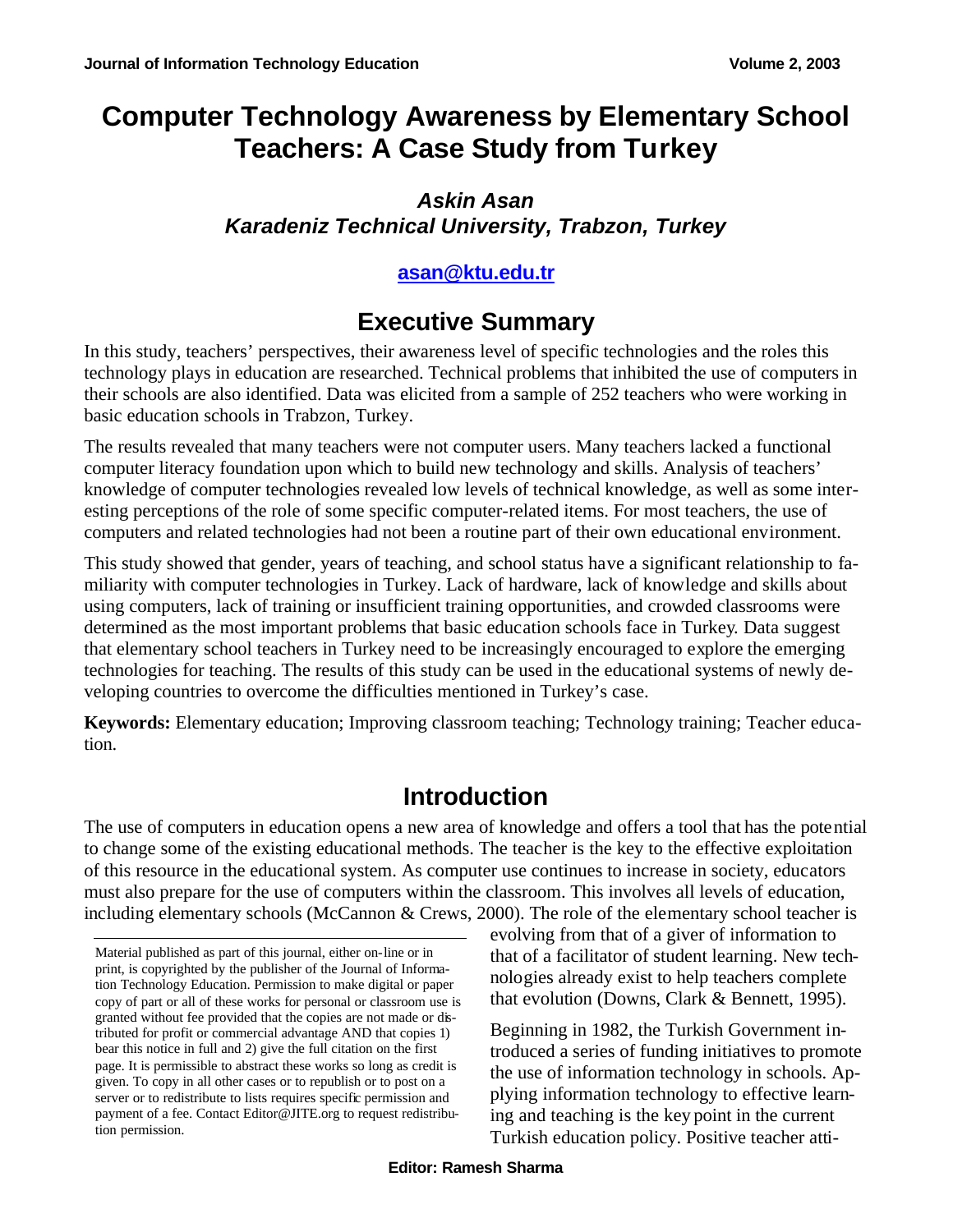# Computer Technology Awareness by Elementary School Teachers: A Case Study from Turkey

***Askin Asan***
***Karadeniz Technical University, Trabzon, Turkey***

**asan@ktu.edu.tr**

## Executive Summary

In this study, teachers' perspectives, their awareness level of specific technologies and the roles this technology plays in education are researched. Technical problems that inhibited the use of computers in their schools are also identified. Data was elicited from a sample of 252 teachers who were working in basic education schools in Trabzon, Turkey.

The results revealed that many teachers were not computer users. Many teachers lacked a functional computer literacy foundation upon which to build new technology and skills. Analysis of teachers' knowledge of computer technologies revealed low levels of technical knowledge, as well as some interesting perceptions of the role of some specific computer-related items. For most teachers, the use of computers and related technologies had not been a routine part of their own educational environment.

This study showed that gender, years of teaching, and school status have a significant relationship to familiarity with computer technologies in Turkey. Lack of hardware, lack of knowledge and skills about using computers, lack of training or insufficient training opportunities, and crowded classrooms were determined as the most important problems that basic education schools face in Turkey. Data suggest that elementary school teachers in Turkey need to be increasingly encouraged to explore the emerging technologies for teaching. The results of this study can be used in the educational systems of newly developing countries to overcome the difficulties mentioned in Turkey's case.

**Keywords:** Elementary education; Improving classroom teaching; Technology training; Teacher education.

## Introduction

The use of computers in education opens a new area of knowledge and offers a tool that has the potential to change some of the existing educational methods. The teacher is the key to the effective exploitation of this resource in the educational system. As computer use continues to increase in society, educators must also prepare for the use of computers within the classroom. This involves all levels of education, including elementary schools (McCannon & Crews, 2000). The role of the elementary school teacher is evolving from that of a giver of information to that of a facilitator of student learning. New technologies already exist to help teachers complete that evolution (Downs, Clark & Bennett, 1995).

Beginning in 1982, the Turkish Government introduced a series of funding initiatives to promote the use of information technology in schools. Applying information technology to effective learning and teaching is the key point in the current Turkish education policy. Positive teacher atti-

Material published as part of this journal, either on-line or in print, is copyrighted by the publisher of the Journal of Information Technology Education. Permission to make digital or paper copy of part or all of these works for personal or classroom use is granted without fee provided that the copies are not made or distributed for profit or commercial advantage AND that copies 1) bear this notice in full and 2) give the full citation on the first page. It is permissible to abstract these works so long as credit is given. To copy in all other cases or to republish or to post on a server or to redistribute to lists requires specific permission and payment of a fee. Contact Editor@JITE.org to request redistribution permission.

Editor: Ramesh Sharma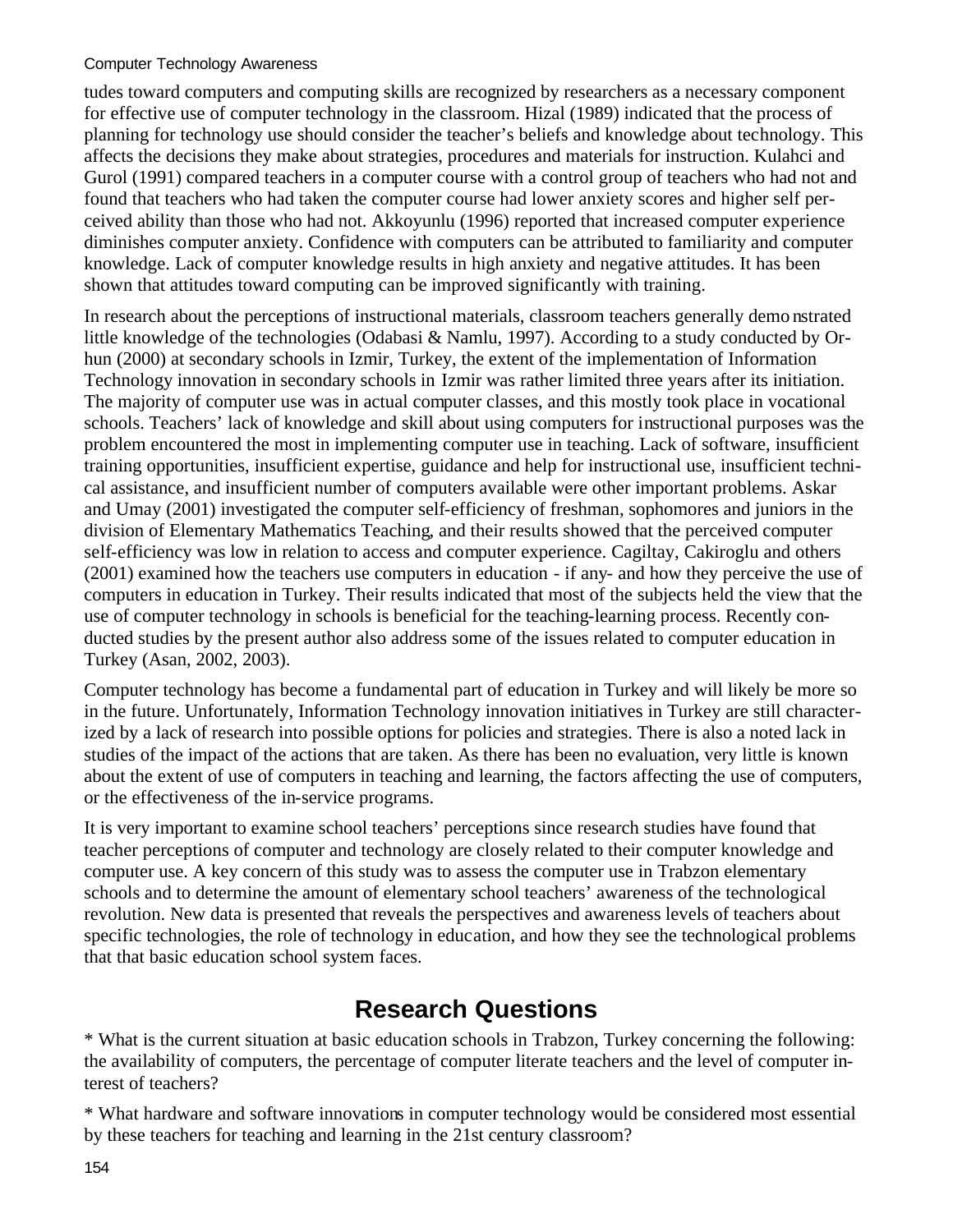tudes toward computers and computing skills are recognized by researchers as a necessary component for effective use of computer technology in the classroom. Hizal (1989) indicated that the process of planning for technology use should consider the teacher's beliefs and knowledge about technology. This affects the decisions they make about strategies, procedures and materials for instruction. Kulahci and Gurol (1991) compared teachers in a computer course with a control group of teachers who had not and found that teachers who had taken the computer course had lower anxiety scores and higher self perceived ability than those who had not. Akkoyunlu (1996) reported that increased computer experience diminishes computer anxiety. Confidence with computers can be attributed to familiarity and computer knowledge. Lack of computer knowledge results in high anxiety and negative attitudes. It has been shown that attitudes toward computing can be improved significantly with training.

In research about the perceptions of instructional materials, classroom teachers generally demonstrated little knowledge of the technologies (Odabasi & Namlu, 1997). According to a study conducted by Orhun (2000) at secondary schools in Izmir, Turkey, the extent of the implementation of Information Technology innovation in secondary schools in Izmir was rather limited three years after its initiation. The majority of computer use was in actual computer classes, and this mostly took place in vocational schools. Teachers' lack of knowledge and skill about using computers for instructional purposes was the problem encountered the most in implementing computer use in teaching. Lack of software, insufficient training opportunities, insufficient expertise, guidance and help for instructional use, insufficient technical assistance, and insufficient number of computers available were other important problems. Askar and Umay (2001) investigated the computer self-efficiency of freshman, sophomores and juniors in the division of Elementary Mathematics Teaching, and their results showed that the perceived computer self-efficiency was low in relation to access and computer experience. Cagiltay, Cakiroglu and others (2001) examined how the teachers use computers in education - if any- and how they perceive the use of computers in education in Turkey. Their results indicated that most of the subjects held the view that the use of computer technology in schools is beneficial for the teaching-learning process. Recently conducted studies by the present author also address some of the issues related to computer education in Turkey (Asan, 2002, 2003).

Computer technology has become a fundamental part of education in Turkey and will likely be more so in the future. Unfortunately, Information Technology innovation initiatives in Turkey are still characterized by a lack of research into possible options for policies and strategies. There is also a noted lack in studies of the impact of the actions that are taken. As there has been no evaluation, very little is known about the extent of use of computers in teaching and learning, the factors affecting the use of computers, or the effectiveness of the in-service programs.

It is very important to examine school teachers' perceptions since research studies have found that teacher perceptions of computer and technology are closely related to their computer knowledge and computer use. A key concern of this study was to assess the computer use in Trabzon elementary schools and to determine the amount of elementary school teachers' awareness of the technological revolution. New data is presented that reveals the perspectives and awareness levels of teachers about specific technologies, the role of technology in education, and how they see the technological problems that that basic education school system faces.

## Research Questions

* What is the current situation at basic education schools in Trabzon, Turkey concerning the following: the availability of computers, the percentage of computer literate teachers and the level of computer interest of teachers?

* What hardware and software innovations in computer technology would be considered most essential by these teachers for teaching and learning in the 21st century classroom?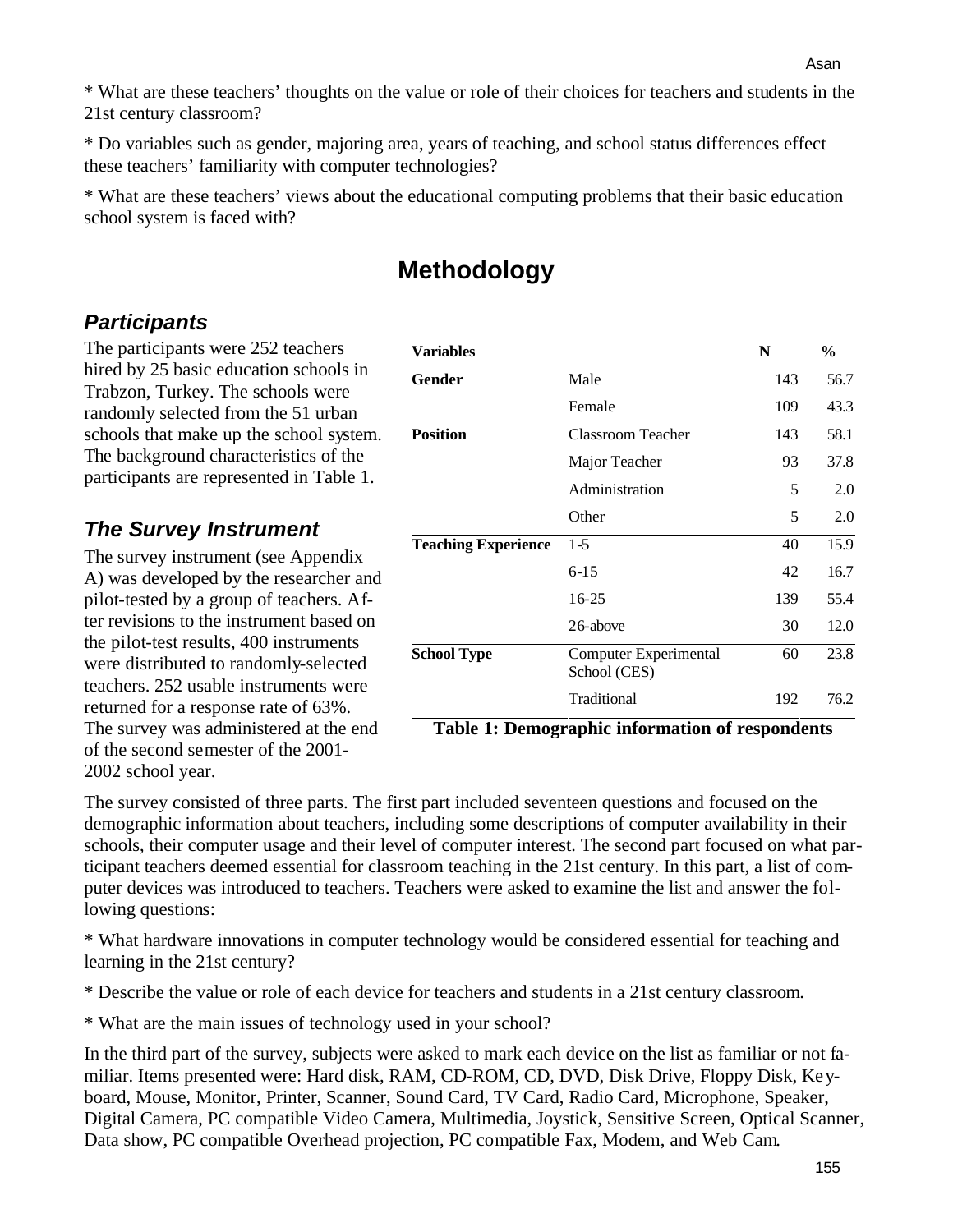* What are these teachers' thoughts on the value or role of their choices for teachers and students in the 21st century classroom?

* Do variables such as gender, majoring area, years of teaching, and school status differences effect these teachers' familiarity with computer technologies?

* What are these teachers' views about the educational computing problems that their basic education school system is faced with?

# Methodology

## *Participants*

The participants were 252 teachers hired by 25 basic education schools in Trabzon, Turkey. The schools were randomly selected from the 51 urban schools that make up the school system. The background characteristics of the participants are represented in Table 1.

| Variables | | N | % |
|---|---|---|---|
| **Gender** | Male | 143 | 56.7 |
| | Female | 109 | 43.3 |
| **Position** | Classroom Teacher | 143 | 58.1 |
| | Major Teacher | 93 | 37.8 |
| | Administration | 5 | 2.0 |
| | Other | 5 | 2.0 |
| **Teaching Experience** | 1-5 | 40 | 15.9 |
| | 6-15 | 42 | 16.7 |
| | 16-25 | 139 | 55.4 |
| | 26-above | 30 | 12.0 |
| **School Type** | Computer Experimental School (CES) | 60 | 23.8 |
| | Traditional | 192 | 76.2 |

**Table 1: Demographic information of respondents**

## *The Survey Instrument*

The survey instrument (see Appendix A) was developed by the researcher and pilot-tested by a group of teachers. After revisions to the instrument based on the pilot-test results, 400 instruments were distributed to randomly-selected teachers. 252 usable instruments were returned for a response rate of 63%. The survey was administered at the end of the second semester of the 2001-2002 school year.

The survey consisted of three parts. The first part included seventeen questions and focused on the demographic information about teachers, including some descriptions of computer availability in their schools, their computer usage and their level of computer interest. The second part focused on what participant teachers deemed essential for classroom teaching in the 21st century. In this part, a list of computer devices was introduced to teachers. Teachers were asked to examine the list and answer the following questions:

* What hardware innovations in computer technology would be considered essential for teaching and learning in the 21st century?

* Describe the value or role of each device for teachers and students in a 21st century classroom.

* What are the main issues of technology used in your school?

In the third part of the survey, subjects were asked to mark each device on the list as familiar or not familiar. Items presented were: Hard disk, RAM, CD-ROM, CD, DVD, Disk Drive, Floppy Disk, Keyboard, Mouse, Monitor, Printer, Scanner, Sound Card, TV Card, Radio Card, Microphone, Speaker, Digital Camera, PC compatible Video Camera, Multimedia, Joystick, Sensitive Screen, Optical Scanner, Data show, PC compatible Overhead projection, PC compatible Fax, Modem, and Web Cam.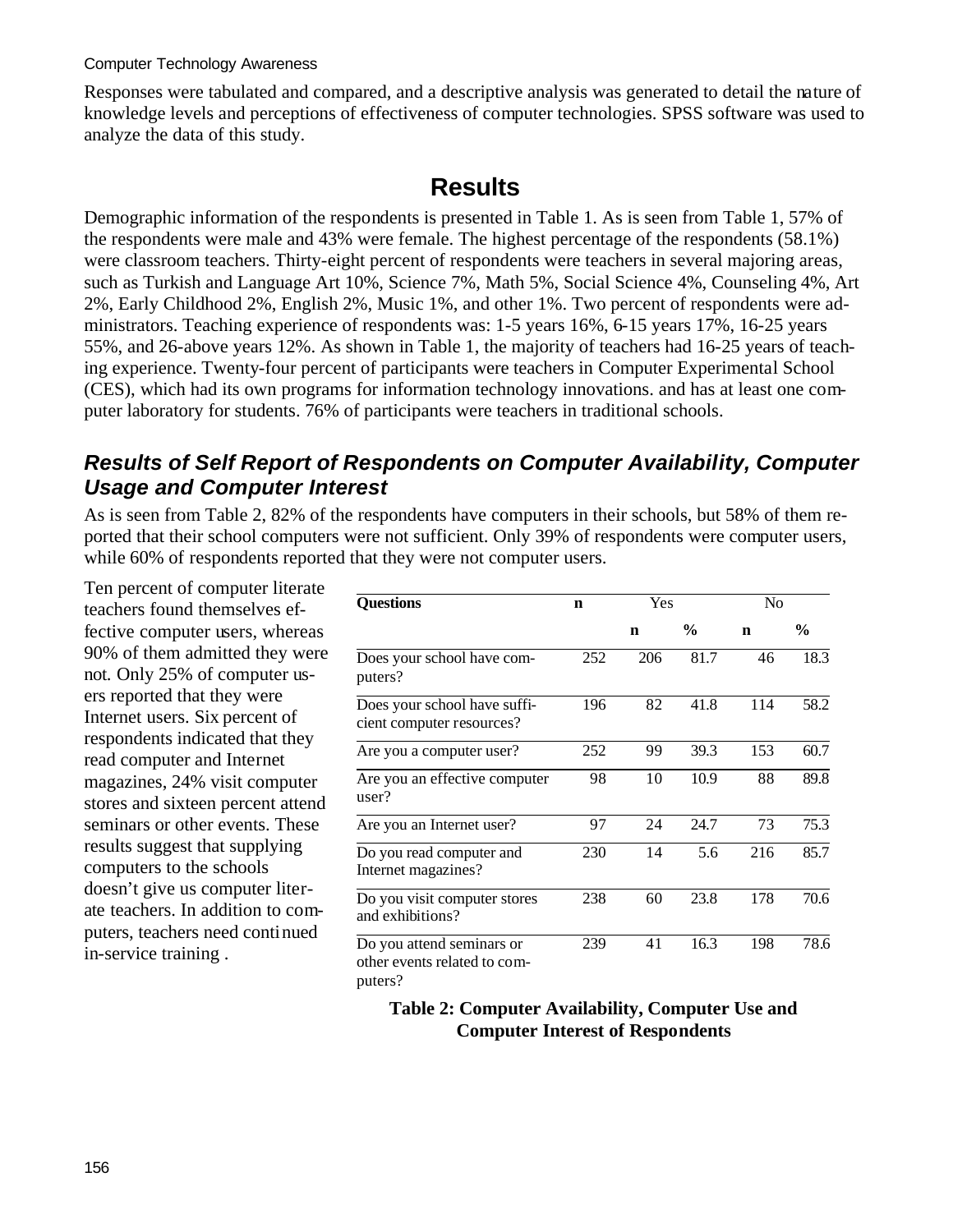Responses were tabulated and compared, and a descriptive analysis was generated to detail the nature of knowledge levels and perceptions of effectiveness of computer technologies. SPSS software was used to analyze the data of this study.

# Results

Demographic information of the respondents is presented in Table 1. As is seen from Table 1, 57% of the respondents were male and 43% were female. The highest percentage of the respondents (58.1%) were classroom teachers. Thirty-eight percent of respondents were teachers in several majoring areas, such as Turkish and Language Art 10%, Science 7%, Math 5%, Social Science 4%, Counseling 4%, Art 2%, Early Childhood 2%, English 2%, Music 1%, and other 1%. Two percent of respondents were administrators. Teaching experience of respondents was: 1-5 years 16%, 6-15 years 17%, 16-25 years 55%, and 26-above years 12%. As shown in Table 1, the majority of teachers had 16-25 years of teaching experience. Twenty-four percent of participants were teachers in Computer Experimental School (CES), which had its own programs for information technology innovations. and has at least one computer laboratory for students. 76% of participants were teachers in traditional schools.

## *Results of Self Report of Respondents on Computer Availability, Computer Usage and Computer Interest*

As is seen from Table 2, 82% of the respondents have computers in their schools, but 58% of them reported that their school computers were not sufficient. Only 39% of respondents were computer users, while 60% of respondents reported that they were not computer users.

Ten percent of computer literate teachers found themselves effective computer users, whereas 90% of them admitted they were not. Only 25% of computer users reported that they were Internet users. Six percent of respondents indicated that they read computer and Internet magazines, 24% visit computer stores and sixteen percent attend seminars or other events. These results suggest that supplying computers to the schools doesn't give us computer literate teachers. In addition to computers, teachers need continued in-service training .

| **Questions** | **n** | Yes | | No | |
|---|---|---|---|---|---|
| | | **n** | **%** | **n** | **%** |
| Does your school have computers? | 252 | 206 | 81.7 | 46 | 18.3 |
| Does your school have sufficient computer resources? | 196 | 82 | 41.8 | 114 | 58.2 |
| Are you a computer user? | 252 | 99 | 39.3 | 153 | 60.7 |
| Are you an effective computer user? | 98 | 10 | 10.9 | 88 | 89.8 |
| Are you an Internet user? | 97 | 24 | 24.7 | 73 | 75.3 |
| Do you read computer and Internet magazines? | 230 | 14 | 5.6 | 216 | 85.7 |
| Do you visit computer stores and exhibitions? | 238 | 60 | 23.8 | 178 | 70.6 |
| Do you attend seminars or other events related to computers? | 239 | 41 | 16.3 | 198 | 78.6 |

**Table 2: Computer Availability, Computer Use and Computer Interest of Respondents**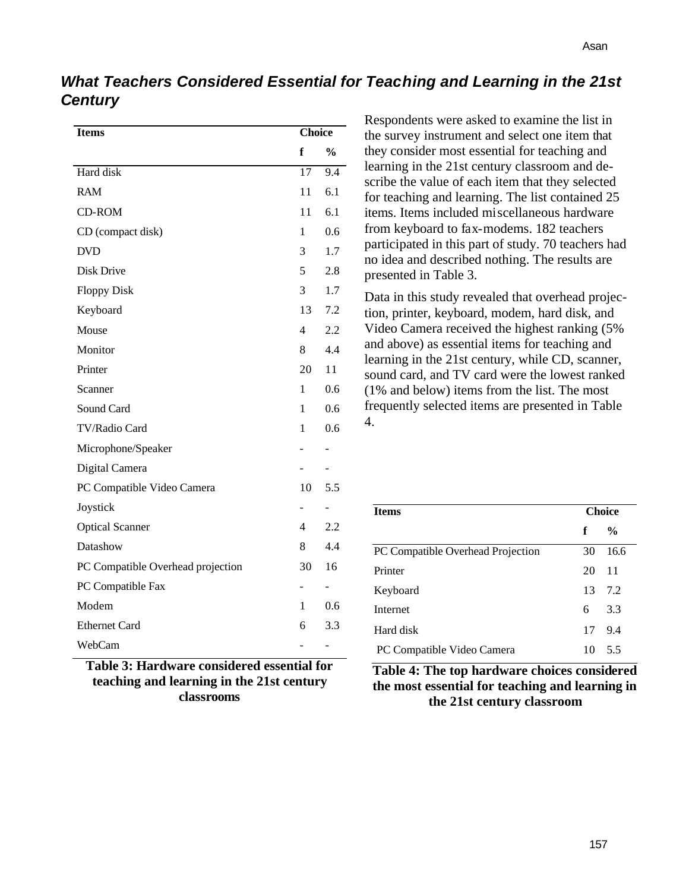## *What Teachers Considered Essential for Teaching and Learning in the 21st Century*

| Items | Choice | |
|---|---|---|
| | f | % |
| Hard disk | 17 | 9.4 |
| RAM | 11 | 6.1 |
| CD-ROM | 11 | 6.1 |
| CD (compact disk) | 1 | 0.6 |
| DVD | 3 | 1.7 |
| Disk Drive | 5 | 2.8 |
| Floppy Disk | 3 | 1.7 |
| Keyboard | 13 | 7.2 |
| Mouse | 4 | 2.2 |
| Monitor | 8 | 4.4 |
| Printer | 20 | 11 |
| Scanner | 1 | 0.6 |
| Sound Card | 1 | 0.6 |
| TV/Radio Card | 1 | 0.6 |
| Microphone/Speaker | - | - |
| Digital Camera | - | - |
| PC Compatible Video Camera | 10 | 5.5 |
| Joystick | - | - |
| Optical Scanner | 4 | 2.2 |
| Datashow | 8 | 4.4 |
| PC Compatible Overhead projection | 30 | 16 |
| PC Compatible Fax | - | - |
| Modem | 1 | 0.6 |
| Ethernet Card | 6 | 3.3 |
| WebCam | - | - |

**Table 3: Hardware considered essential for teaching and learning in the 21st century classrooms**

Respondents were asked to examine the list in the survey instrument and select one item that they consider most essential for teaching and learning in the 21st century classroom and describe the value of each item that they selected for teaching and learning. The list contained 25 items. Items included miscellaneous hardware from keyboard to fax-modems. 182 teachers participated in this part of study. 70 teachers had no idea and described nothing. The results are presented in Table 3.

Data in this study revealed that overhead projection, printer, keyboard, modem, hard disk, and Video Camera received the highest ranking (5% and above) as essential items for teaching and learning in the 21st century, while CD, scanner, sound card, and TV card were the lowest ranked (1% and below) items from the list. The most frequently selected items are presented in Table 4.

| Items | Choice | |
|---|---|---|
| | f | % |
| PC Compatible Overhead Projection | 30 | 16.6 |
| Printer | 20 | 11 |
| Keyboard | 13 | 7.2 |
| Internet | 6 | 3.3 |
| Hard disk | 17 | 9.4 |
| PC Compatible Video Camera | 10 | 5.5 |

**Table 4: The top hardware choices considered the most essential for teaching and learning in the 21st century classroom**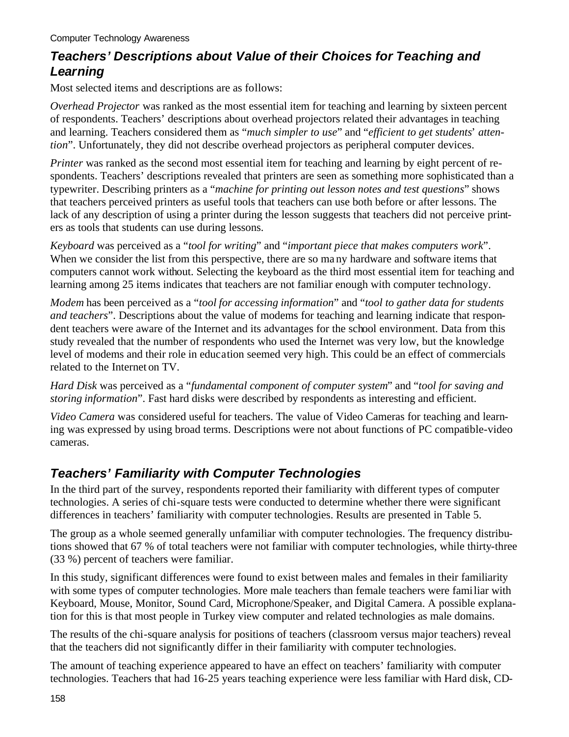## *Teachers' Descriptions about Value of their Choices for Teaching and Learning*

Most selected items and descriptions are as follows:

*Overhead Projector* was ranked as the most essential item for teaching and learning by sixteen percent of respondents. Teachers' descriptions about overhead projectors related their advantages in teaching and learning. Teachers considered them as "*much simpler to use*" and "*efficient to get students' attention*". Unfortunately, they did not describe overhead projectors as peripheral computer devices.

*Printer* was ranked as the second most essential item for teaching and learning by eight percent of respondents. Teachers' descriptions revealed that printers are seen as something more sophisticated than a typewriter. Describing printers as a "*machine for printing out lesson notes and test questions*" shows that teachers perceived printers as useful tools that teachers can use both before or after lessons. The lack of any description of using a printer during the lesson suggests that teachers did not perceive printers as tools that students can use during lessons.

*Keyboard* was perceived as a "*tool for writing*" and "*important piece that makes computers work*". When we consider the list from this perspective, there are so ma ny hardware and software items that computers cannot work without. Selecting the keyboard as the third most essential item for teaching and learning among 25 items indicates that teachers are not familiar enough with computer technology.

*Modem* has been perceived as a "*tool for accessing information*" and "*tool to gather data for students and teachers*". Descriptions about the value of modems for teaching and learning indicate that respondent teachers were aware of the Internet and its advantages for the school environment. Data from this study revealed that the number of respondents who used the Internet was very low, but the knowledge level of modems and their role in education seemed very high. This could be an effect of commercials related to the Internet on TV.

*Hard Disk* was perceived as a "*fundamental component of computer system*" and "*tool for saving and storing information*". Fast hard disks were described by respondents as interesting and efficient.

*Video Camera* was considered useful for teachers. The value of Video Cameras for teaching and learning was expressed by using broad terms. Descriptions were not about functions of PC compatible-video cameras.

## *Teachers' Familiarity with Computer Technologies*

In the third part of the survey, respondents reported their familiarity with different types of computer technologies. A series of chi-square tests were conducted to determine whether there were significant differences in teachers' familiarity with computer technologies. Results are presented in Table 5.

The group as a whole seemed generally unfamiliar with computer technologies. The frequency distributions showed that 67 % of total teachers were not familiar with computer technologies, while thirty-three (33 %) percent of teachers were familiar.

In this study, significant differences were found to exist between males and females in their familiarity with some types of computer technologies. More male teachers than female teachers were familiar with Keyboard, Mouse, Monitor, Sound Card, Microphone/Speaker, and Digital Camera. A possible explanation for this is that most people in Turkey view computer and related technologies as male domains.

The results of the chi-square analysis for positions of teachers (classroom versus major teachers) reveal that the teachers did not significantly differ in their familiarity with computer technologies.

The amount of teaching experience appeared to have an effect on teachers' familiarity with computer technologies. Teachers that had 16-25 years teaching experience were less familiar with Hard disk, CD-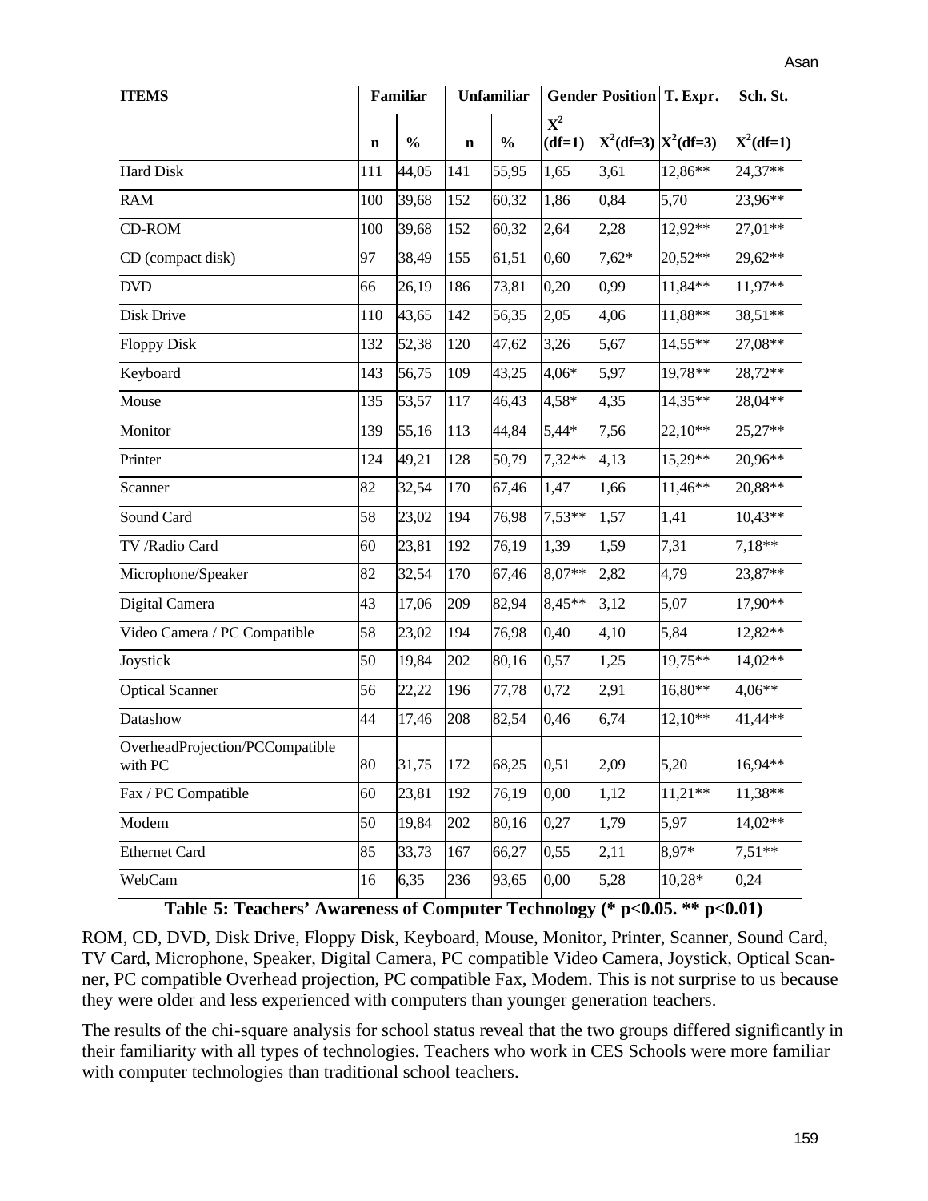| ITEMS | Familiar | | Unfamiliar | | Gender | Position | T. Expr. | Sch. St. |
|---|---|---|---|---|---|---|---|---|
| | n | % | n | % | $X^2$ (df=1) | $X^2$(df=3) | $X^2$(df=3) | $X^2$(df=1) |
| Hard Disk | 111 | 44,05 | 141 | 55,95 | 1,65 | 3,61 | 12,86** | 24,37** |
| RAM | 100 | 39,68 | 152 | 60,32 | 1,86 | 0,84 | 5,70 | 23,96** |
| CD-ROM | 100 | 39,68 | 152 | 60,32 | 2,64 | 2,28 | 12,92** | 27,01** |
| CD (compact disk) | 97 | 38,49 | 155 | 61,51 | 0,60 | 7,62* | 20,52** | 29,62** |
| DVD | 66 | 26,19 | 186 | 73,81 | 0,20 | 0,99 | 11,84** | 11,97** |
| Disk Drive | 110 | 43,65 | 142 | 56,35 | 2,05 | 4,06 | 11,88** | 38,51** |
| Floppy Disk | 132 | 52,38 | 120 | 47,62 | 3,26 | 5,67 | 14,55** | 27,08** |
| Keyboard | 143 | 56,75 | 109 | 43,25 | 4,06* | 5,97 | 19,78** | 28,72** |
| Mouse | 135 | 53,57 | 117 | 46,43 | 4,58* | 4,35 | 14,35** | 28,04** |
| Monitor | 139 | 55,16 | 113 | 44,84 | 5,44* | 7,56 | 22,10** | 25,27** |
| Printer | 124 | 49,21 | 128 | 50,79 | 7,32** | 4,13 | 15,29** | 20,96** |
| Scanner | 82 | 32,54 | 170 | 67,46 | 1,47 | 1,66 | 11,46** | 20,88** |
| Sound Card | 58 | 23,02 | 194 | 76,98 | 7,53** | 1,57 | 1,41 | 10,43** |
| TV /Radio Card | 60 | 23,81 | 192 | 76,19 | 1,39 | 1,59 | 7,31 | 7,18** |
| Microphone/Speaker | 82 | 32,54 | 170 | 67,46 | 8,07** | 2,82 | 4,79 | 23,87** |
| Digital Camera | 43 | 17,06 | 209 | 82,94 | 8,45** | 3,12 | 5,07 | 17,90** |
| Video Camera / PC Compatible | 58 | 23,02 | 194 | 76,98 | 0,40 | 4,10 | 5,84 | 12,82** |
| Joystick | 50 | 19,84 | 202 | 80,16 | 0,57 | 1,25 | 19,75** | 14,02** |
| Optical Scanner | 56 | 22,22 | 196 | 77,78 | 0,72 | 2,91 | 16,80** | 4,06** |
| Datashow | 44 | 17,46 | 208 | 82,54 | 0,46 | 6,74 | 12,10** | 41,44** |
| OverheadProjection/PCCompatible with PC | 80 | 31,75 | 172 | 68,25 | 0,51 | 2,09 | 5,20 | 16,94** |
| Fax / PC Compatible | 60 | 23,81 | 192 | 76,19 | 0,00 | 1,12 | 11,21** | 11,38** |
| Modem | 50 | 19,84 | 202 | 80,16 | 0,27 | 1,79 | 5,97 | 14,02** |
| Ethernet Card | 85 | 33,73 | 167 | 66,27 | 0,55 | 2,11 | 8,97* | 7,51** |
| WebCam | 16 | 6,35 | 236 | 93,65 | 0,00 | 5,28 | 10,28* | 0,24 |

**Table 5: Teachers' Awareness of Computer Technology (* $p<0.05$. ** $p<0.01$)**

ROM, CD, DVD, Disk Drive, Floppy Disk, Keyboard, Mouse, Monitor, Printer, Scanner, Sound Card, TV Card, Microphone, Speaker, Digital Camera, PC compatible Video Camera, Joystick, Optical Scanner, PC compatible Overhead projection, PC compatible Fax, Modem. This is not surprise to us because they were older and less experienced with computers than younger generation teachers.

The results of the chi-square analysis for school status reveal that the two groups differed significantly in their familiarity with all types of technologies. Teachers who work in CES Schools were more familiar with computer technologies than traditional school teachers.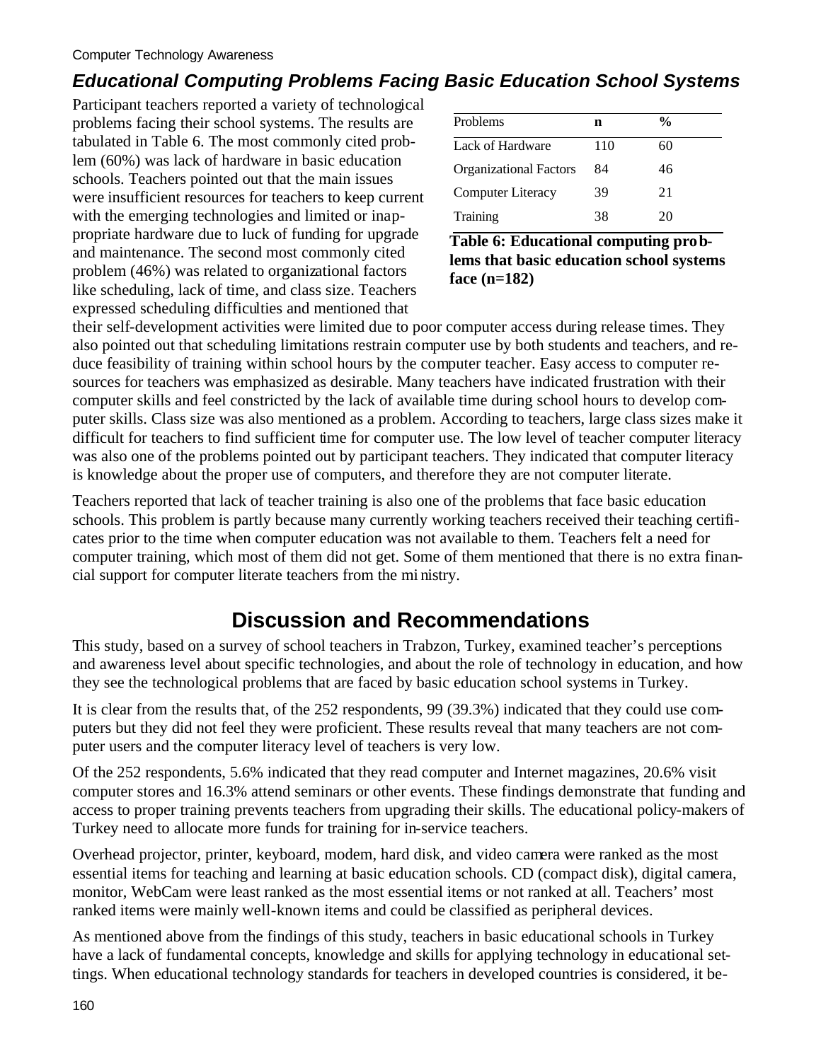## Educational Computing Problems Facing Basic Education School Systems

Participant teachers reported a variety of technological problems facing their school systems. The results are tabulated in Table 6. The most commonly cited problem (60%) was lack of hardware in basic education schools. Teachers pointed out that the main issues were insufficient resources for teachers to keep current with the emerging technologies and limited or inappropriate hardware due to luck of funding for upgrade and maintenance. The second most commonly cited problem (46%) was related to organizational factors like scheduling, lack of time, and class size. Teachers expressed scheduling difficulties and mentioned that their self-development activities were limited due to poor computer access during release times. They also pointed out that scheduling limitations restrain computer use by both students and teachers, and reduce feasibility of training within school hours by the computer teacher. Easy access to computer resources for teachers was emphasized as desirable. Many teachers have indicated frustration with their computer skills and feel constricted by the lack of available time during school hours to develop computer skills. Class size was also mentioned as a problem. According to teachers, large class sizes make it difficult for teachers to find sufficient time for computer use. The low level of teacher computer literacy was also one of the problems pointed out by participant teachers. They indicated that computer literacy is knowledge about the proper use of computers, and therefore they are not computer literate.

| Problems | n | % |
|---|---|---|
| Lack of Hardware | 110 | 60 |
| Organizational Factors | 84 | 46 |
| Computer Literacy | 39 | 21 |
| Training | 38 | 20 |

**Table 6: Educational computing problems that basic education school systems face (n=182)**

Teachers reported that lack of teacher training is also one of the problems that face basic education schools. This problem is partly because many currently working teachers received their teaching certificates prior to the time when computer education was not available to them. Teachers felt a need for computer training, which most of them did not get. Some of them mentioned that there is no extra financial support for computer literate teachers from the ministry.

# Discussion and Recommendations

This study, based on a survey of school teachers in Trabzon, Turkey, examined teacher's perceptions and awareness level about specific technologies, and about the role of technology in education, and how they see the technological problems that are faced by basic education school systems in Turkey.

It is clear from the results that, of the 252 respondents, 99 (39.3%) indicated that they could use computers but they did not feel they were proficient. These results reveal that many teachers are not computer users and the computer literacy level of teachers is very low.

Of the 252 respondents, 5.6% indicated that they read computer and Internet magazines, 20.6% visit computer stores and 16.3% attend seminars or other events. These findings demonstrate that funding and access to proper training prevents teachers from upgrading their skills. The educational policy-makers of Turkey need to allocate more funds for training for in-service teachers.

Overhead projector, printer, keyboard, modem, hard disk, and video camera were ranked as the most essential items for teaching and learning at basic education schools. CD (compact disk), digital camera, monitor, WebCam were least ranked as the most essential items or not ranked at all. Teachers' most ranked items were mainly well-known items and could be classified as peripheral devices.

As mentioned above from the findings of this study, teachers in basic educational schools in Turkey have a lack of fundamental concepts, knowledge and skills for applying technology in educational settings. When educational technology standards for teachers in developed countries is considered, it be-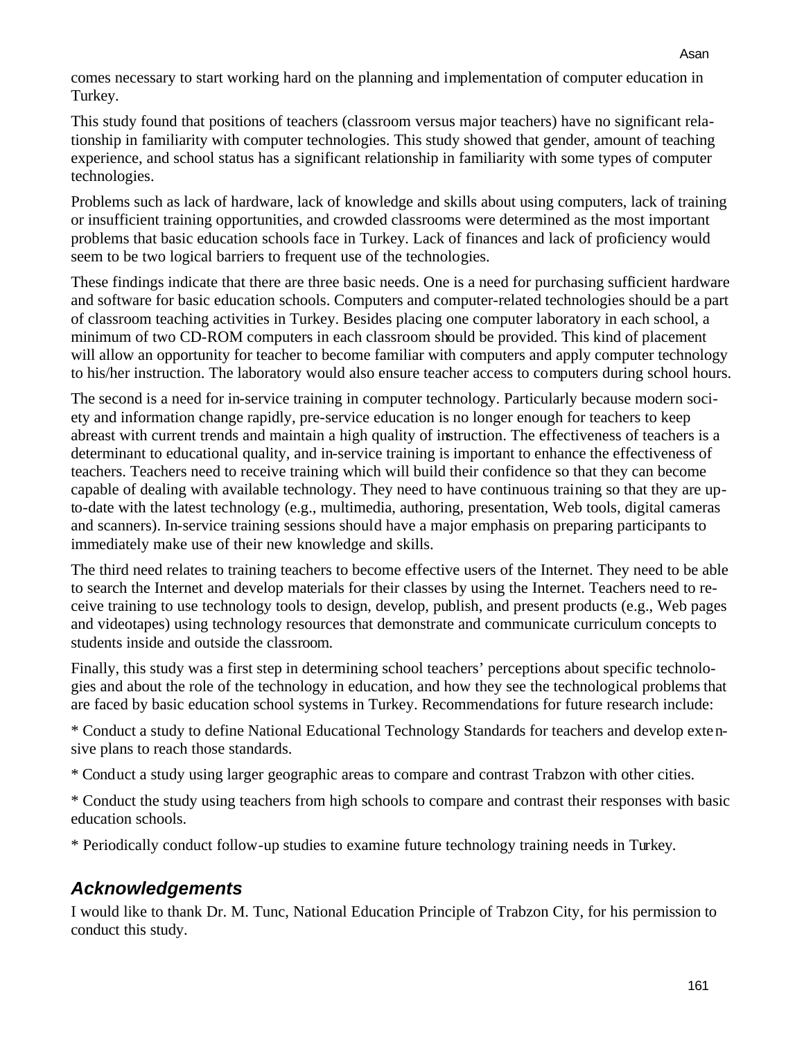comes necessary to start working hard on the planning and implementation of computer education in Turkey.

This study found that positions of teachers (classroom versus major teachers) have no significant relationship in familiarity with computer technologies. This study showed that gender, amount of teaching experience, and school status has a significant relationship in familiarity with some types of computer technologies.

Problems such as lack of hardware, lack of knowledge and skills about using computers, lack of training or insufficient training opportunities, and crowded classrooms were determined as the most important problems that basic education schools face in Turkey. Lack of finances and lack of proficiency would seem to be two logical barriers to frequent use of the technologies.

These findings indicate that there are three basic needs. One is a need for purchasing sufficient hardware and software for basic education schools. Computers and computer-related technologies should be a part of classroom teaching activities in Turkey. Besides placing one computer laboratory in each school, a minimum of two CD-ROM computers in each classroom should be provided. This kind of placement will allow an opportunity for teacher to become familiar with computers and apply computer technology to his/her instruction. The laboratory would also ensure teacher access to computers during school hours.

The second is a need for in-service training in computer technology. Particularly because modern society and information change rapidly, pre-service education is no longer enough for teachers to keep abreast with current trends and maintain a high quality of instruction. The effectiveness of teachers is a determinant to educational quality, and in-service training is important to enhance the effectiveness of teachers. Teachers need to receive training which will build their confidence so that they can become capable of dealing with available technology. They need to have continuous training so that they are up-to-date with the latest technology (e.g., multimedia, authoring, presentation, Web tools, digital cameras and scanners). In-service training sessions should have a major emphasis on preparing participants to immediately make use of their new knowledge and skills.

The third need relates to training teachers to become effective users of the Internet. They need to be able to search the Internet and develop materials for their classes by using the Internet. Teachers need to receive training to use technology tools to design, develop, publish, and present products (e.g., Web pages and videotapes) using technology resources that demonstrate and communicate curriculum concepts to students inside and outside the classroom.

Finally, this study was a first step in determining school teachers' perceptions about specific technologies and about the role of the technology in education, and how they see the technological problems that are faced by basic education school systems in Turkey. Recommendations for future research include:

* Conduct a study to define National Educational Technology Standards for teachers and develop extensive plans to reach those standards.

* Conduct a study using larger geographic areas to compare and contrast Trabzon with other cities.

* Conduct the study using teachers from high schools to compare and contrast their responses with basic education schools.

* Periodically conduct follow-up studies to examine future technology training needs in Turkey.

## *Acknowledgements*

I would like to thank Dr. M. Tunc, National Education Principle of Trabzon City, for his permission to conduct this study.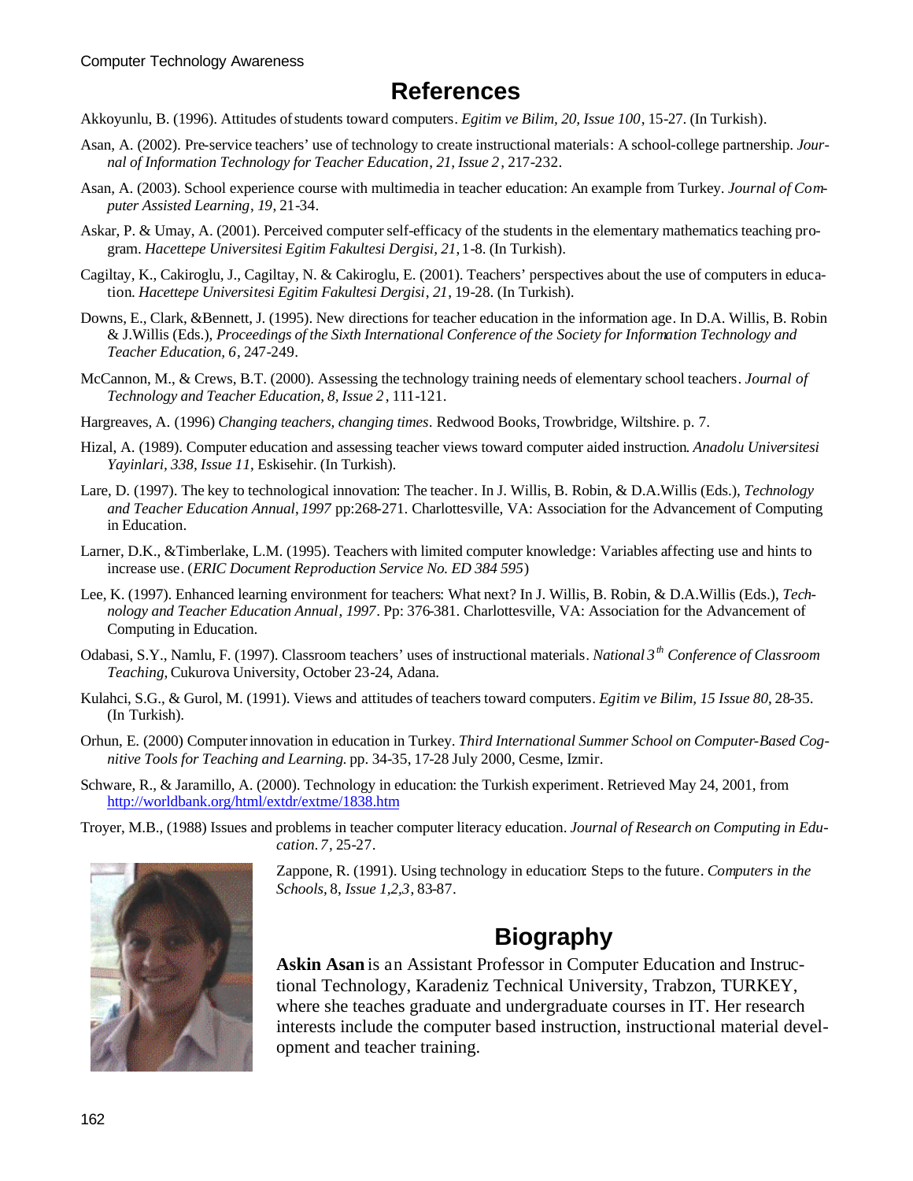# References

Akkoyunlu, B. (1996). Attitudes of students toward computers. *Egitim ve Bilim, 20, Issue 100*, 15-27. (In Turkish).

Asan, A. (2002). Pre-service teachers' use of technology to create instructional materials: A school-college partnership. *Journal of Information Technology for Teacher Education, 21, Issue 2*, 217-232.

Asan, A. (2003). School experience course with multimedia in teacher education: An example from Turkey. *Journal of Computer Assisted Learning, 19*, 21-34.

Askar, P. & Umay, A. (2001). Perceived computer self-efficacy of the students in the elementary mathematics teaching program. *Hacettepe Universitesi Egitim Fakultesi Dergisi, 21*, 1-8. (In Turkish).

Cagiltay, K., Cakiroglu, J., Cagiltay, N. & Cakiroglu, E. (2001). Teachers' perspectives about the use of computers in education. *Hacettepe Universitesi Egitim Fakultesi Dergisi, 21*, 19-28. (In Turkish).

Downs, E., Clark, &Bennett, J. (1995). New directions for teacher education in the information age. In D.A. Willis, B. Robin & J.Willis (Eds.), *Proceedings of the Sixth International Conference of the Society for Information Technology and Teacher Education, 6*, 247-249.

McCannon, M., & Crews, B.T. (2000). Assessing the technology training needs of elementary school teachers. *Journal of Technology and Teacher Education, 8, Issue 2*, 111-121.

Hargreaves, A. (1996) *Changing teachers, changing times*. Redwood Books, Trowbridge, Wiltshire. p. 7.

Hizal, A. (1989). Computer education and assessing teacher views toward computer aided instruction. *Anadolu Universitesi Yayinlari, 338, Issue 11*, Eskisehir. (In Turkish).

Lare, D. (1997). The key to technological innovation: The teacher. In J. Willis, B. Robin, & D.A.Willis (Eds.), *Technology and Teacher Education Annual, 1997* pp:268-271. Charlottesville, VA: Association for the Advancement of Computing in Education.

Larner, D.K., &Timberlake, L.M. (1995). Teachers with limited computer knowledge: Variables affecting use and hints to increase use. (*ERIC Document Reproduction Service No. ED 384 595*)

Lee, K. (1997). Enhanced learning environment for teachers: What next? In J. Willis, B. Robin, & D.A.Willis (Eds.), *Technology and Teacher Education Annual, 1997*. Pp: 376-381. Charlottesville, VA: Association for the Advancement of Computing in Education.

Odabasi, S.Y., Namlu, F. (1997). Classroom teachers' uses of instructional materials. *National 3rd Conference of Classroom Teaching*, Cukurova University, October 23-24, Adana.

Kulahci, S.G., & Gurol, M. (1991). Views and attitudes of teachers toward computers. *Egitim ve Bilim, 15 Issue 80*, 28-35. (In Turkish).

Orhun, E. (2000) Computer innovation in education in Turkey. *Third International Summer School on Computer-Based Cognitive Tools for Teaching and Learning*. pp. 34-35, 17-28 July 2000, Cesme, Izmir.

Schware, R., & Jaramillo, A. (2000). Technology in education: the Turkish experiment. Retrieved May 24, 2001, from http://worldbank.org/html/extdr/extme/1838.htm

Troyer, M.B., (1988) Issues and problems in teacher computer literacy education. *Journal of Research on Computing in Education. 7*, 25-27.

Zappone, R. (1991). Using technology in education: Steps to the future. *Computers in the Schools*, 8, *Issue 1,2,3*, 83-87.

# Biography

**Askin Asan** is an Assistant Professor in Computer Education and Instructional Technology, Karadeniz Technical University, Trabzon, TURKEY, where she teaches graduate and undergraduate courses in IT. Her research interests include the computer based instruction, instructional material development and teacher training.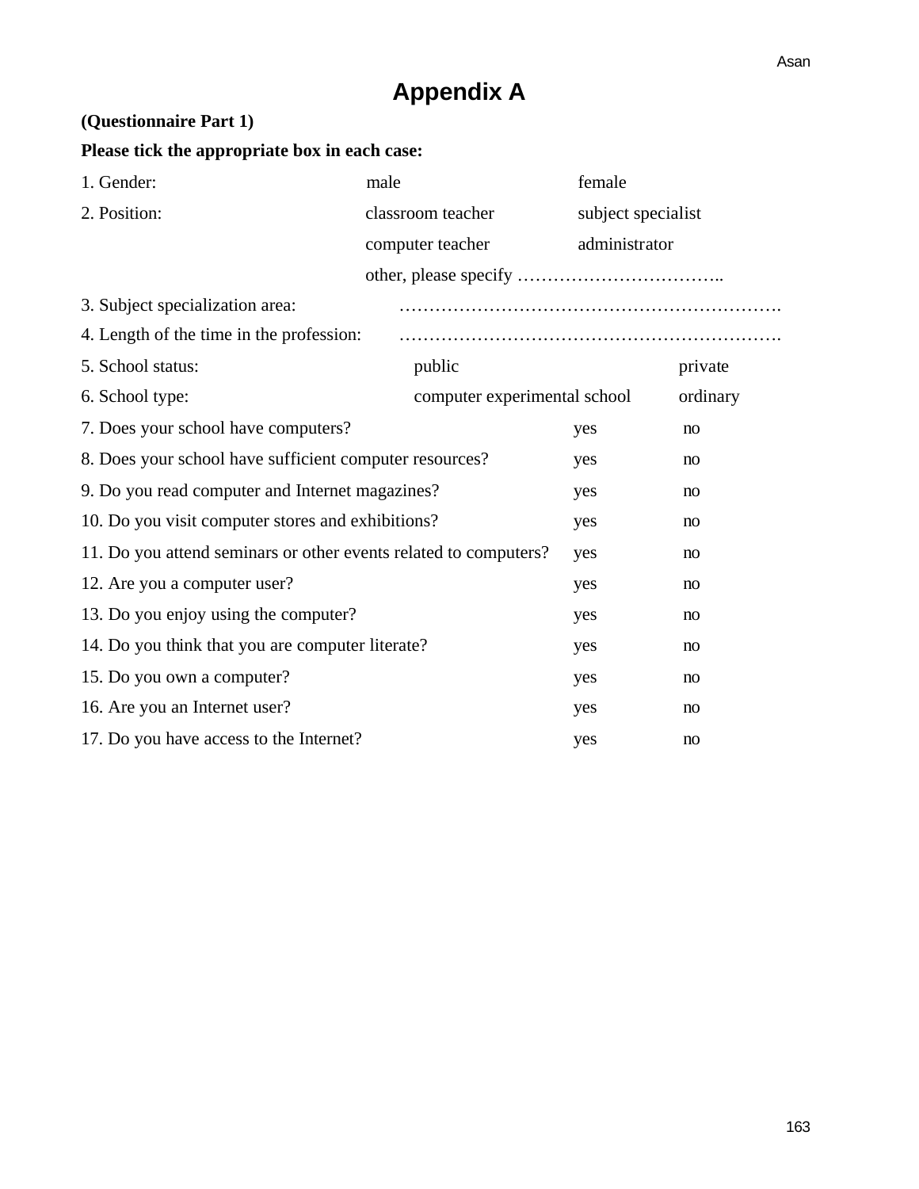# Appendix A

**(Questionnaire Part 1)**

**Please tick the appropriate box in each case:**

1. Gender: male female
2. Position: classroom teacher subject specialist
   computer teacher administrator
   other, please specify ……………………………..
3. Subject specialization area: ……………………………………………………….
4. Length of the time in the profession: ……………………………………………………….
5. School status: public private
6. School type: computer experimental school ordinary
7. Does your school have computers? yes no
8. Does your school have sufficient computer resources? yes no
9. Do you read computer and Internet magazines? yes no
10. Do you visit computer stores and exhibitions? yes no
11. Do you attend seminars or other events related to computers? yes no
12. Are you a computer user? yes no
13. Do you enjoy using the computer? yes no
14. Do you think that you are computer literate? yes no
15. Do you own a computer? yes no
16. Are you an Internet user? yes no
17. Do you have access to the Internet? yes no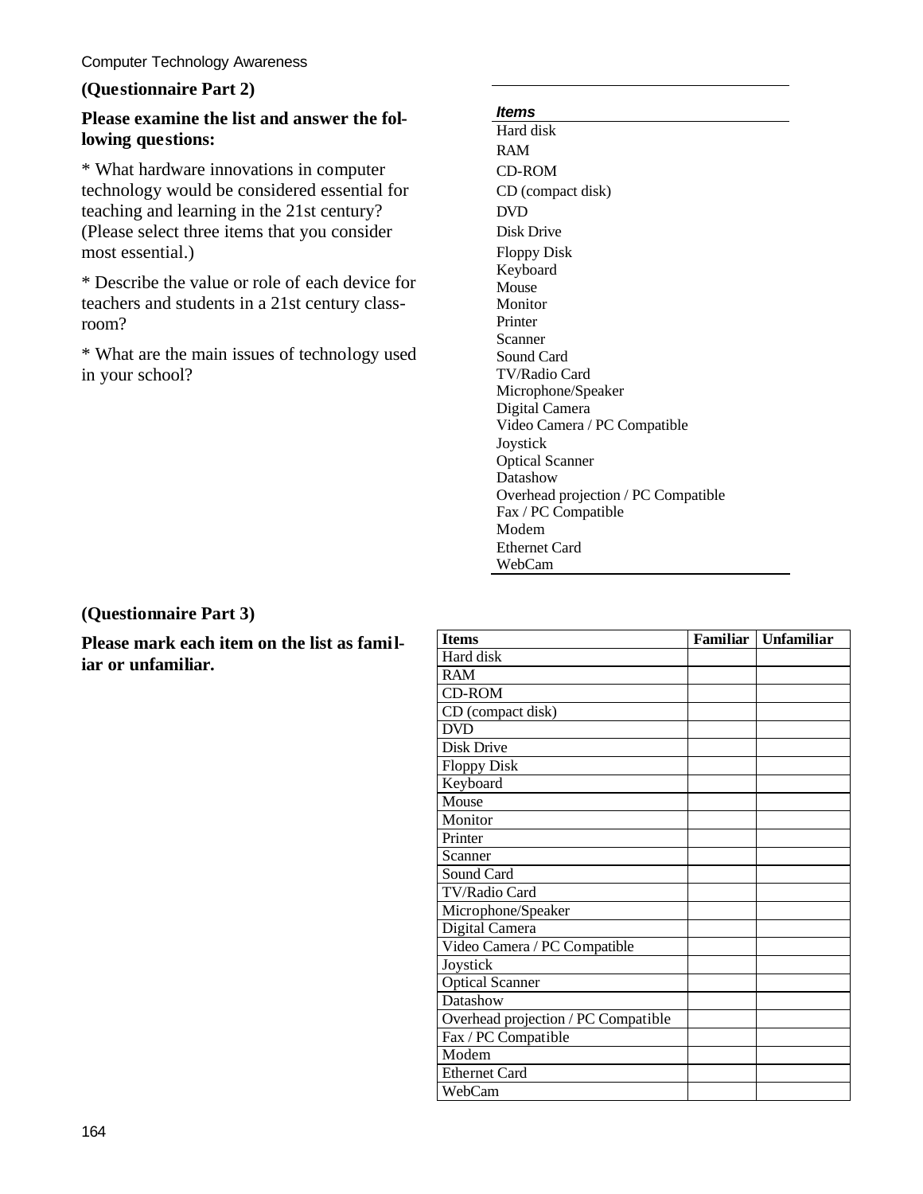**(Questionnaire Part 2)**

**Please examine the list and answer the following questions:**

* What hardware innovations in computer technology would be considered essential for teaching and learning in the 21st century? (Please select three items that you consider most essential.)

* Describe the value or role of each device for teachers and students in a 21st century classroom?

* What are the main issues of technology used in your school?

| *Items* |
|---|
| Hard disk |
| RAM |
| CD-ROM |
| CD (compact disk) |
| DVD |
| Disk Drive |
| Floppy Disk |
| Keyboard |
| Mouse |
| Monitor |
| Printer |
| Scanner |
| Sound Card |
| TV/Radio Card |
| Microphone/Speaker |
| Digital Camera |
| Video Camera / PC Compatible |
| Joystick |
| Optical Scanner |
| Datashow |
| Overhead projection / PC Compatible |
| Fax / PC Compatible |
| Modem |
| Ethernet Card |
| WebCam |

**(Questionnaire Part 3)**

**Please mark each item on the list as familiar or unfamiliar.**

| Items | Familiar | Unfamiliar |
|---|---|---|
| Hard disk | | |
| RAM | | |
| CD-ROM | | |
| CD (compact disk) | | |
| DVD | | |
| Disk Drive | | |
| Floppy Disk | | |
| Keyboard | | |
| Mouse | | |
| Monitor | | |
| Printer | | |
| Scanner | | |
| Sound Card | | |
| TV/Radio Card | | |
| Microphone/Speaker | | |
| Digital Camera | | |
| Video Camera / PC Compatible | | |
| Joystick | | |
| Optical Scanner | | |
| Datashow | | |
| Overhead projection / PC Compatible | | |
| Fax / PC Compatible | | |
| Modem | | |
| Ethernet Card | | |
| WebCam | | |